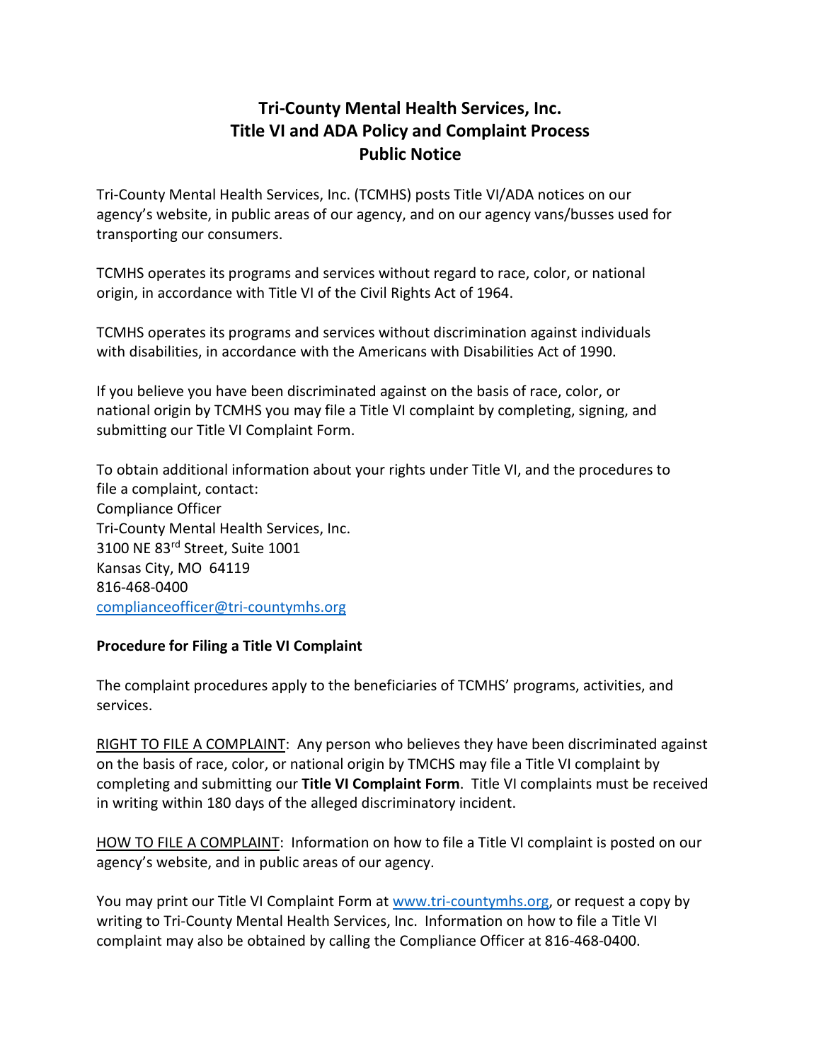# Tri-County Mental Health Services, Inc.
# Title VI and ADA Policy and Complaint Process
# Public Notice

Tri-County Mental Health Services, Inc. (TCMHS) posts Title VI/ADA notices on our agency's website, in public areas of our agency, and on our agency vans/busses used for transporting our consumers.

TCMHS operates its programs and services without regard to race, color, or national origin, in accordance with Title VI of the Civil Rights Act of 1964.

TCMHS operates its programs and services without discrimination against individuals with disabilities, in accordance with the Americans with Disabilities Act of 1990.

If you believe you have been discriminated against on the basis of race, color, or national origin by TCMHS you may file a Title VI complaint by completing, signing, and submitting our Title VI Complaint Form.

To obtain additional information about your rights under Title VI, and the procedures to file a complaint, contact:
Compliance Officer
Tri-County Mental Health Services, Inc.
3100 NE 83rd Street, Suite 1001
Kansas City, MO 64119
816-468-0400
complianceofficer@tri-countymhs.org

**Procedure for Filing a Title VI Complaint**

The complaint procedures apply to the beneficiaries of TCMHS' programs, activities, and services.

RIGHT TO FILE A COMPLAINT: Any person who believes they have been discriminated against on the basis of race, color, or national origin by TMCHS may file a Title VI complaint by completing and submitting our **Title VI Complaint Form**. Title VI complaints must be received in writing within 180 days of the alleged discriminatory incident.

HOW TO FILE A COMPLAINT: Information on how to file a Title VI complaint is posted on our agency's website, and in public areas of our agency.

You may print our Title VI Complaint Form at www.tri-countymhs.org, or request a copy by writing to Tri-County Mental Health Services, Inc. Information on how to file a Title VI complaint may also be obtained by calling the Compliance Officer at 816-468-0400.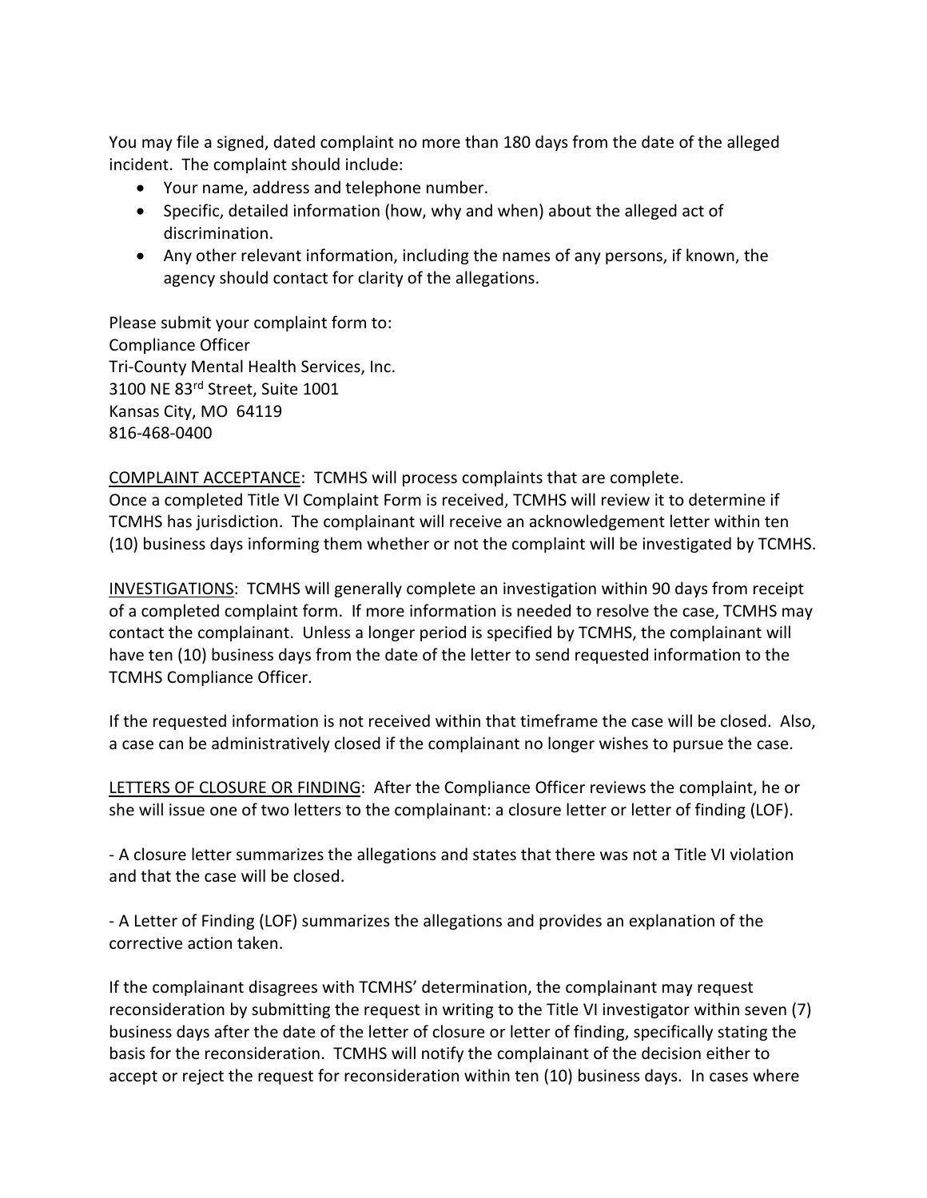You may file a signed, dated complaint no more than 180 days from the date of the alleged incident. The complaint should include:

- Your name, address and telephone number.
- Specific, detailed information (how, why and when) about the alleged act of discrimination.
- Any other relevant information, including the names of any persons, if known, the agency should contact for clarity of the allegations.

Please submit your complaint form to:
Compliance Officer
Tri-County Mental Health Services, Inc.
3100 NE 83rd Street, Suite 1001
Kansas City, MO 64119
816-468-0400

COMPLAINT ACCEPTANCE: TCMHS will process complaints that are complete. Once a completed Title VI Complaint Form is received, TCMHS will review it to determine if TCMHS has jurisdiction. The complainant will receive an acknowledgement letter within ten (10) business days informing them whether or not the complaint will be investigated by TCMHS.

INVESTIGATIONS: TCMHS will generally complete an investigation within 90 days from receipt of a completed complaint form. If more information is needed to resolve the case, TCMHS may contact the complainant. Unless a longer period is specified by TCMHS, the complainant will have ten (10) business days from the date of the letter to send requested information to the TCMHS Compliance Officer.

If the requested information is not received within that timeframe the case will be closed. Also, a case can be administratively closed if the complainant no longer wishes to pursue the case.

LETTERS OF CLOSURE OR FINDING: After the Compliance Officer reviews the complaint, he or she will issue one of two letters to the complainant: a closure letter or letter of finding (LOF).

- A closure letter summarizes the allegations and states that there was not a Title VI violation and that the case will be closed.

- A Letter of Finding (LOF) summarizes the allegations and provides an explanation of the corrective action taken.

If the complainant disagrees with TCMHS' determination, the complainant may request reconsideration by submitting the request in writing to the Title VI investigator within seven (7) business days after the date of the letter of closure or letter of finding, specifically stating the basis for the reconsideration. TCMHS will notify the complainant of the decision either to accept or reject the request for reconsideration within ten (10) business days. In cases where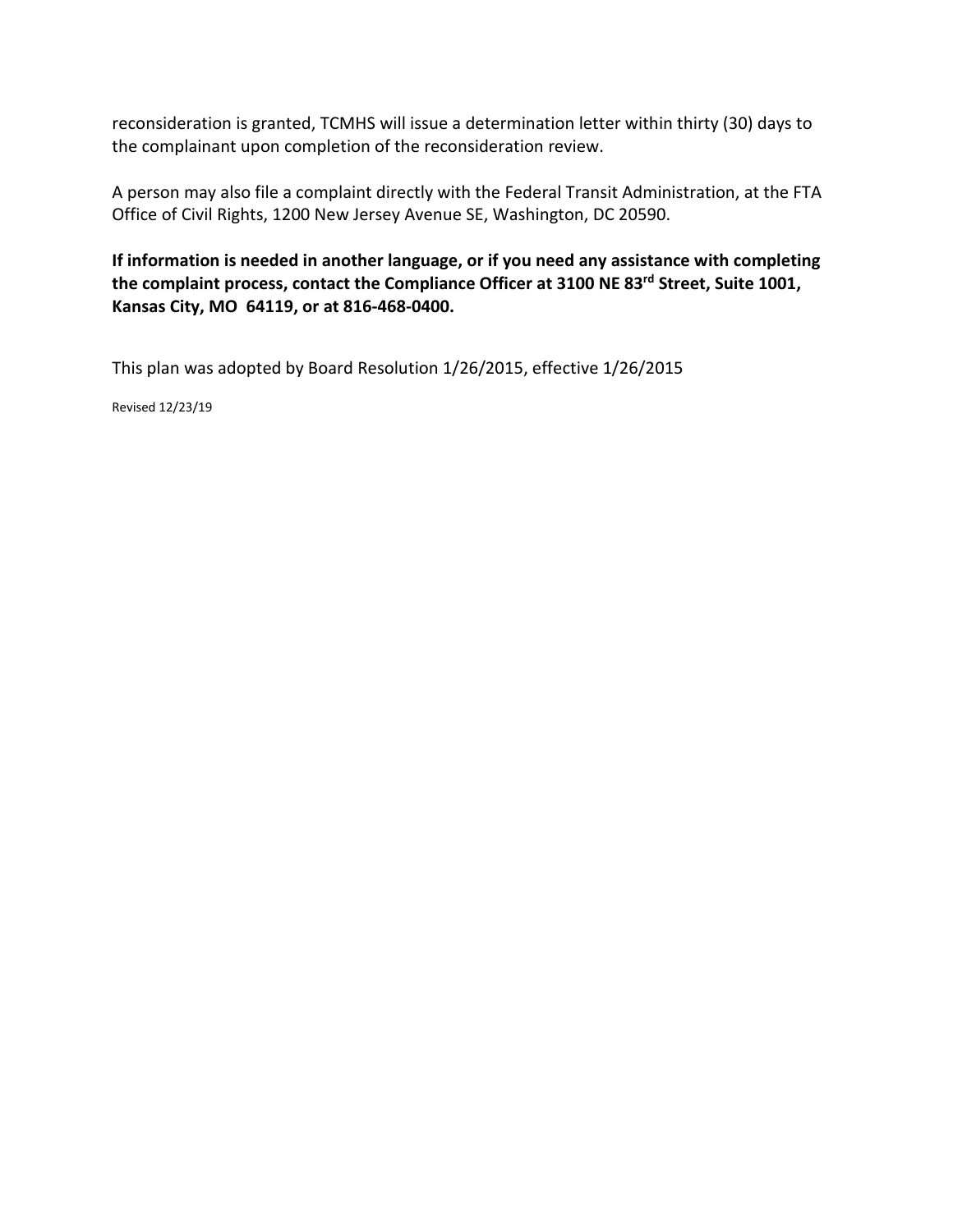reconsideration is granted, TCMHS will issue a determination letter within thirty (30) days to the complainant upon completion of the reconsideration review.

A person may also file a complaint directly with the Federal Transit Administration, at the FTA Office of Civil Rights, 1200 New Jersey Avenue SE, Washington, DC 20590.

**If information is needed in another language, or if you need any assistance with completing the complaint process, contact the Compliance Officer at 3100 NE 83rd Street, Suite 1001, Kansas City, MO 64119, or at 816-468-0400.**

This plan was adopted by Board Resolution 1/26/2015, effective 1/26/2015

Revised 12/23/19